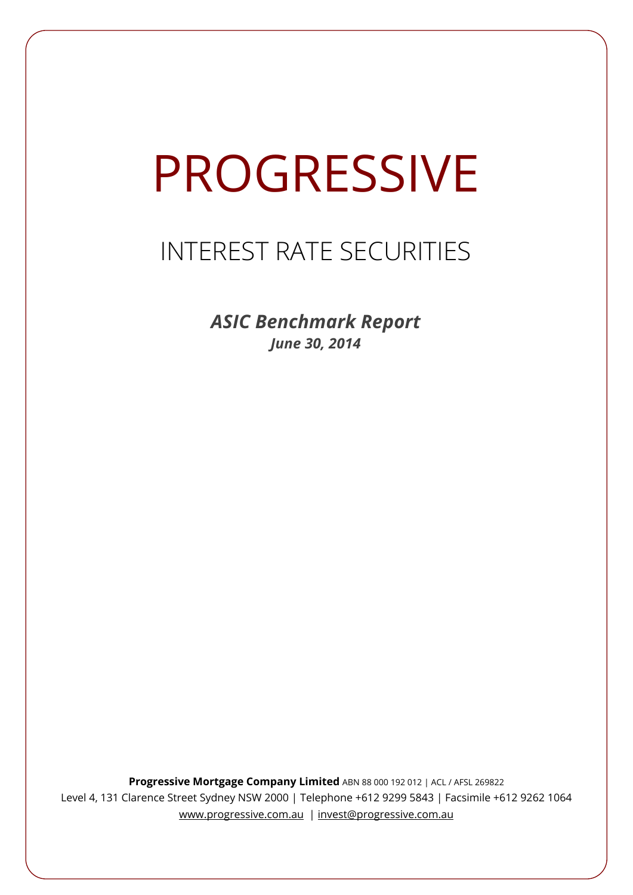# PROGRESSIVE

## INTEREST RATE SECURITIES

***ASIC Benchmark Report***

***June 30, 2014***

**Progressive Mortgage Company Limited** ABN 88 000 192 012 | ACL / AFSL 269822

Level 4, 131 Clarence Street Sydney NSW 2000 | Telephone +612 9299 5843 | Facsimile +612 9262 1064

www.progressive.com.au | invest@progressive.com.au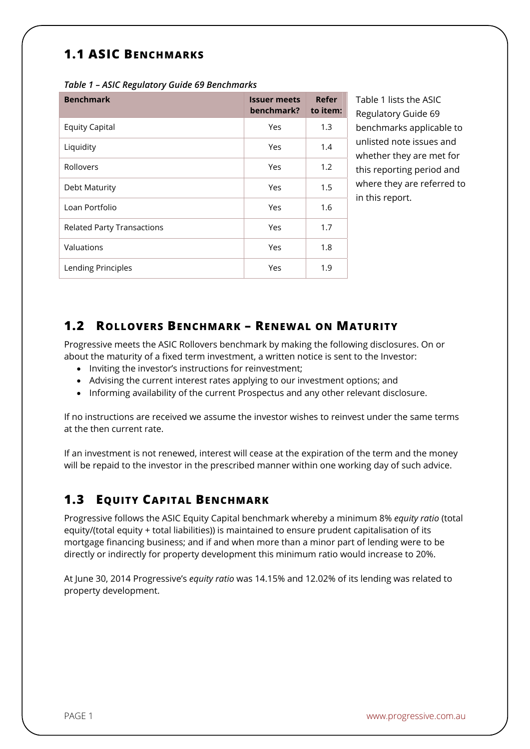## 1.1 ASIC Benchmarks

*Table 1 – ASIC Regulatory Guide 69 Benchmarks*

| Benchmark | Issuer meets benchmark? | Refer to item: |
|---|---|---|
| Equity Capital | Yes | 1.3 |
| Liquidity | Yes | 1.4 |
| Rollovers | Yes | 1.2 |
| Debt Maturity | Yes | 1.5 |
| Loan Portfolio | Yes | 1.6 |
| Related Party Transactions | Yes | 1.7 |
| Valuations | Yes | 1.8 |
| Lending Principles | Yes | 1.9 |

Table 1 lists the ASIC Regulatory Guide 69 benchmarks applicable to unlisted note issues and whether they are met for this reporting period and where they are referred to in this report.

## 1.2 Rollovers Benchmark – Renewal on Maturity

Progressive meets the ASIC Rollovers benchmark by making the following disclosures. On or about the maturity of a fixed term investment, a written notice is sent to the Investor:

- Inviting the investor's instructions for reinvestment;
- Advising the current interest rates applying to our investment options; and
- Informing availability of the current Prospectus and any other relevant disclosure.

If no instructions are received we assume the investor wishes to reinvest under the same terms at the then current rate.

If an investment is not renewed, interest will cease at the expiration of the term and the money will be repaid to the investor in the prescribed manner within one working day of such advice.

## 1.3 Equity Capital Benchmark

Progressive follows the ASIC Equity Capital benchmark whereby a minimum 8% *equity ratio* (total equity/(total equity + total liabilities)) is maintained to ensure prudent capitalisation of its mortgage financing business; and if and when more than a minor part of lending were to be directly or indirectly for property development this minimum ratio would increase to 20%.

At June 30, 2014 Progressive's *equity ratio* was 14.15% and 12.02% of its lending was related to property development.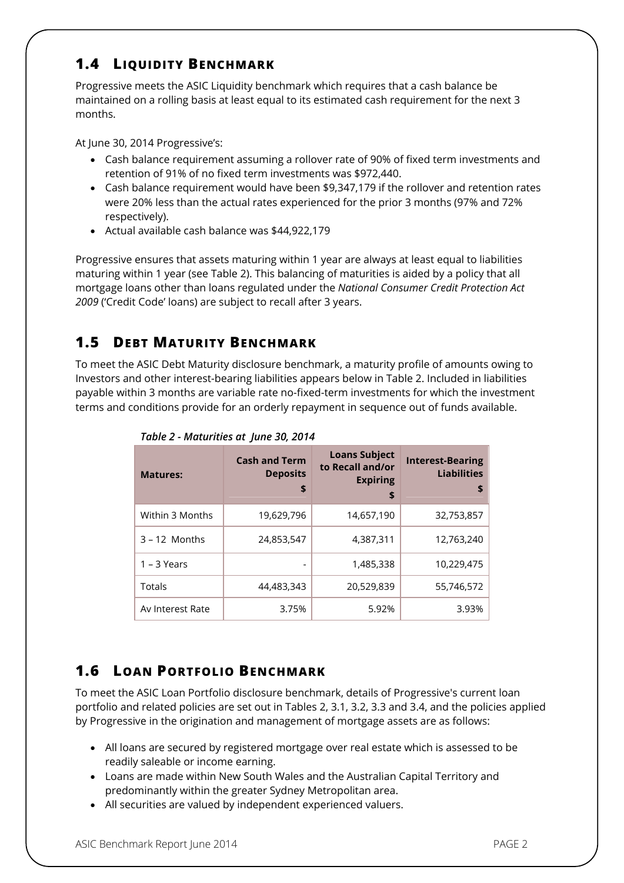## 1.4 Liquidity Benchmark

Progressive meets the ASIC Liquidity benchmark which requires that a cash balance be maintained on a rolling basis at least equal to its estimated cash requirement for the next 3 months.

At June 30, 2014 Progressive's:

- Cash balance requirement assuming a rollover rate of 90% of fixed term investments and retention of 91% of no fixed term investments was $972,440.
- Cash balance requirement would have been $9,347,179 if the rollover and retention rates were 20% less than the actual rates experienced for the prior 3 months (97% and 72% respectively).
- Actual available cash balance was $44,922,179

Progressive ensures that assets maturing within 1 year are always at least equal to liabilities maturing within 1 year (see Table 2). This balancing of maturities is aided by a policy that all mortgage loans other than loans regulated under the *National Consumer Credit Protection Act 2009* ('Credit Code' loans) are subject to recall after 3 years.

## 1.5 Debt Maturity Benchmark

To meet the ASIC Debt Maturity disclosure benchmark, a maturity profile of amounts owing to Investors and other interest-bearing liabilities appears below in Table 2. Included in liabilities payable within 3 months are variable rate no-fixed-term investments for which the investment terms and conditions provide for an orderly repayment in sequence out of funds available.

*Table 2 - Maturities at June 30, 2014*

| Matures: | Cash and Term Deposits $ | Loans Subject to Recall and/or Expiring $ | Interest-Bearing Liabilities $ |
|---|---|---|---|
| Within 3 Months | 19,629,796 | 14,657,190 | 32,753,857 |
| 3 – 12 Months | 24,853,547 | 4,387,311 | 12,763,240 |
| 1 – 3 Years | - | 1,485,338 | 10,229,475 |
| Totals | 44,483,343 | 20,529,839 | 55,746,572 |
| Av Interest Rate | 3.75% | 5.92% | 3.93% |

## 1.6 Loan Portfolio Benchmark

To meet the ASIC Loan Portfolio disclosure benchmark, details of Progressive's current loan portfolio and related policies are set out in Tables 2, 3.1, 3.2, 3.3 and 3.4, and the policies applied by Progressive in the origination and management of mortgage assets are as follows:

- All loans are secured by registered mortgage over real estate which is assessed to be readily saleable or income earning.
- Loans are made within New South Wales and the Australian Capital Territory and predominantly within the greater Sydney Metropolitan area.
- All securities are valued by independent experienced valuers.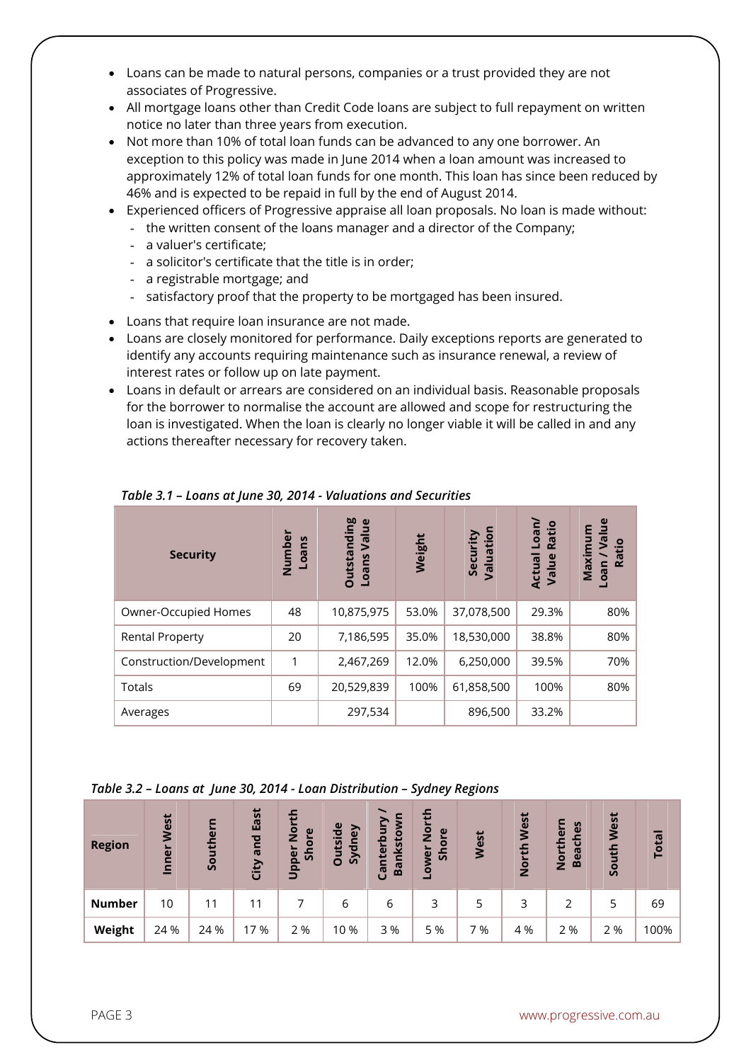- Loans can be made to natural persons, companies or a trust provided they are not associates of Progressive.
- All mortgage loans other than Credit Code loans are subject to full repayment on written notice no later than three years from execution.
- Not more than 10% of total loan funds can be advanced to any one borrower. An exception to this policy was made in June 2014 when a loan amount was increased to approximately 12% of total loan funds for one month. This loan has since been reduced by 46% and is expected to be repaid in full by the end of August 2014.
- Experienced officers of Progressive appraise all loan proposals. No loan is made without:
  - the written consent of the loans manager and a director of the Company;
  - a valuer's certificate;
  - a solicitor's certificate that the title is in order;
  - a registrable mortgage; and
  - satisfactory proof that the property to be mortgaged has been insured.
- Loans that require loan insurance are not made.
- Loans are closely monitored for performance. Daily exceptions reports are generated to identify any accounts requiring maintenance such as insurance renewal, a review of interest rates or follow up on late payment.
- Loans in default or arrears are considered on an individual basis. Reasonable proposals for the borrower to normalise the account are allowed and scope for restructuring the loan is investigated. When the loan is clearly no longer viable it will be called in and any actions thereafter necessary for recovery taken.

*Table 3.1 – Loans at June 30, 2014 - Valuations and Securities*

| Security | Number Loans | Outstanding Loans Value | Weight | Security Valuation | Actual Loan/ Value Ratio | Maximum Loan / Value Ratio |
|---|---|---|---|---|---|---|
| Owner-Occupied Homes | 48 | 10,875,975 | 53.0% | 37,078,500 | 29.3% | 80% |
| Rental Property | 20 | 7,186,595 | 35.0% | 18,530,000 | 38.8% | 80% |
| Construction/Development | 1 | 2,467,269 | 12.0% | 6,250,000 | 39.5% | 70% |
| Totals | 69 | 20,529,839 | 100% | 61,858,500 | 100% | 80% |
| Averages | | 297,534 | | 896,500 | 33.2% | |

*Table 3.2 – Loans at June 30, 2014 - Loan Distribution – Sydney Regions*

| Region | Inner West | Southern | City and East | Upper North Shore | Outside Sydney | Canterbury / Bankstown | Lower North Shore | West | North West | Northern Beaches | South West | Total |
|---|---|---|---|---|---|---|---|---|---|---|---|---|
| **Number** | 10 | 11 | 11 | 7 | 6 | 6 | 3 | 5 | 3 | 2 | 5 | 69 |
| **Weight** | 24 % | 24 % | 17 % | 2 % | 10 % | 3 % | 5 % | 7 % | 4 % | 2 % | 2 % | 100% |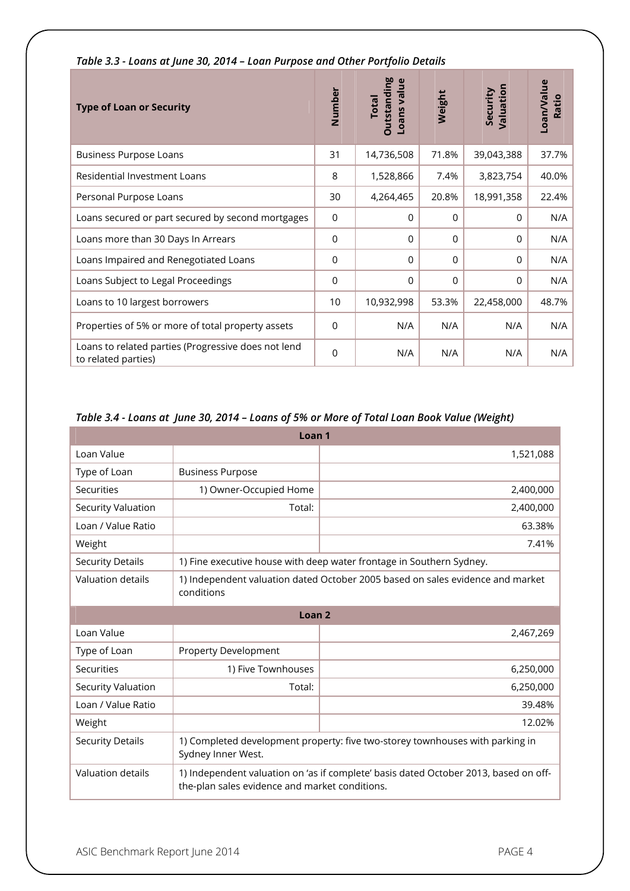*Table 3.3 - Loans at June 30, 2014 – Loan Purpose and Other Portfolio Details*

| Type of Loan or Security | Number | Total Outstanding Loans value | Weight | Security Valuation | Loan/Value Ratio |
|---|---|---|---|---|---|
| Business Purpose Loans | 31 | 14,736,508 | 71.8% | 39,043,388 | 37.7% |
| Residential Investment Loans | 8 | 1,528,866 | 7.4% | 3,823,754 | 40.0% |
| Personal Purpose Loans | 30 | 4,264,465 | 20.8% | 18,991,358 | 22.4% |
| Loans secured or part secured by second mortgages | 0 | 0 | 0 | 0 | N/A |
| Loans more than 30 Days In Arrears | 0 | 0 | 0 | 0 | N/A |
| Loans Impaired and Renegotiated Loans | 0 | 0 | 0 | 0 | N/A |
| Loans Subject to Legal Proceedings | 0 | 0 | 0 | 0 | N/A |
| Loans to 10 largest borrowers | 10 | 10,932,998 | 53.3% | 22,458,000 | 48.7% |
| Properties of 5% or more of total property assets | 0 | N/A | N/A | N/A | N/A |
| Loans to related parties (Progressive does not lend to related parties) | 0 | N/A | N/A | N/A | N/A |

*Table 3.4 - Loans at June 30, 2014 – Loans of 5% or More of Total Loan Book Value (Weight)*

| Loan 1 | | |
|---|---|---|
| Loan Value | | 1,521,088 |
| Type of Loan | Business Purpose | |
| Securities | 1) Owner-Occupied Home | 2,400,000 |
| Security Valuation | Total: | 2,400,000 |
| Loan / Value Ratio | | 63.38% |
| Weight | | 7.41% |
| Security Details | 1) Fine executive house with deep water frontage in Southern Sydney. | |
| Valuation details | 1) Independent valuation dated October 2005 based on sales evidence and market conditions | |
| **Loan 2** | | |
| Loan Value | | 2,467,269 |
| Type of Loan | Property Development | |
| Securities | 1) Five Townhouses | 6,250,000 |
| Security Valuation | Total: | 6,250,000 |
| Loan / Value Ratio | | 39.48% |
| Weight | | 12.02% |
| Security Details | 1) Completed development property: five two-storey townhouses with parking in Sydney Inner West. | |
| Valuation details | 1) Independent valuation on 'as if complete' basis dated October 2013, based on off-the-plan sales evidence and market conditions. | |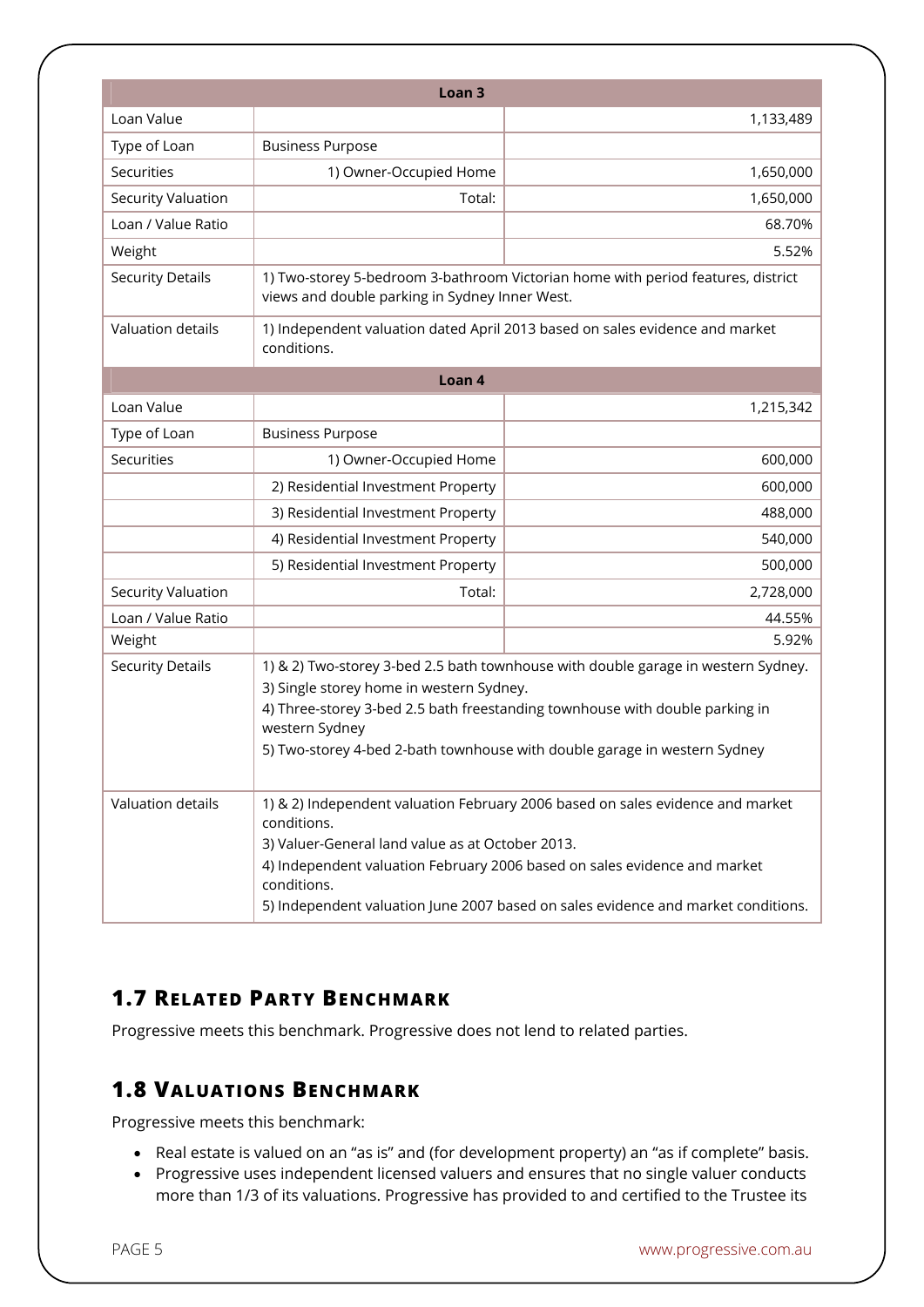| Loan 3 | | |
|---|---|---|
| Loan Value | | 1,133,489 |
| Type of Loan | Business Purpose | |
| Securities | 1) Owner-Occupied Home | 1,650,000 |
| Security Valuation | Total: | 1,650,000 |
| Loan / Value Ratio | | 68.70% |
| Weight | | 5.52% |
| Security Details | 1) Two-storey 5-bedroom 3-bathroom Victorian home with period features, district views and double parking in Sydney Inner West. | |
| Valuation details | 1) Independent valuation dated April 2013 based on sales evidence and market conditions. | |

| Loan 4 | | |
|---|---|---|
| Loan Value | | 1,215,342 |
| Type of Loan | Business Purpose | |
| Securities | 1) Owner-Occupied Home | 600,000 |
| | 2) Residential Investment Property | 600,000 |
| | 3) Residential Investment Property | 488,000 |
| | 4) Residential Investment Property | 540,000 |
| | 5) Residential Investment Property | 500,000 |
| Security Valuation | Total: | 2,728,000 |
| Loan / Value Ratio | | 44.55% |
| Weight | | 5.92% |
| Security Details | 1) & 2) Two-storey 3-bed 2.5 bath townhouse with double garage in western Sydney.<br>3) Single storey home in western Sydney.<br>4) Three-storey 3-bed 2.5 bath freestanding townhouse with double parking in western Sydney<br>5) Two-storey 4-bed 2-bath townhouse with double garage in western Sydney | |
| Valuation details | 1) & 2) Independent valuation February 2006 based on sales evidence and market conditions.<br>3) Valuer-General land value as at October 2013.<br>4) Independent valuation February 2006 based on sales evidence and market conditions.<br>5) Independent valuation June 2007 based on sales evidence and market conditions. | |

## 1.7 Related Party Benchmark

Progressive meets this benchmark. Progressive does not lend to related parties.

## 1.8 Valuations Benchmark

Progressive meets this benchmark:

- Real estate is valued on an "as is" and (for development property) an "as if complete" basis.
- Progressive uses independent licensed valuers and ensures that no single valuer conducts more than 1/3 of its valuations. Progressive has provided to and certified to the Trustee its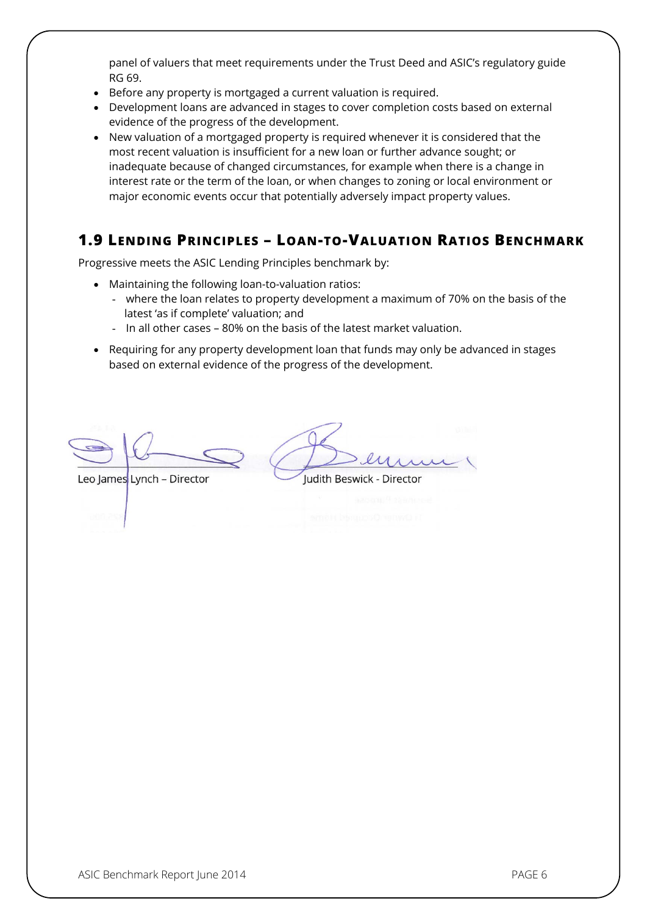panel of valuers that meet requirements under the Trust Deed and ASIC's regulatory guide RG 69.

- Before any property is mortgaged a current valuation is required.
- Development loans are advanced in stages to cover completion costs based on external evidence of the progress of the development.
- New valuation of a mortgaged property is required whenever it is considered that the most recent valuation is insufficient for a new loan or further advance sought; or inadequate because of changed circumstances, for example when there is a change in interest rate or the term of the loan, or when changes to zoning or local environment or major economic events occur that potentially adversely impact property values.

## 1.9 Lending Principles – Loan-to-Valuation Ratios Benchmark

Progressive meets the ASIC Lending Principles benchmark by:

- Maintaining the following loan-to-valuation ratios:
  - where the loan relates to property development a maximum of 70% on the basis of the latest 'as if complete' valuation; and
  - In all other cases – 80% on the basis of the latest market valuation.
- Requiring for any property development loan that funds may only be advanced in stages based on external evidence of the progress of the development.

Leo James Lynch – Director

Judith Beswick - Director